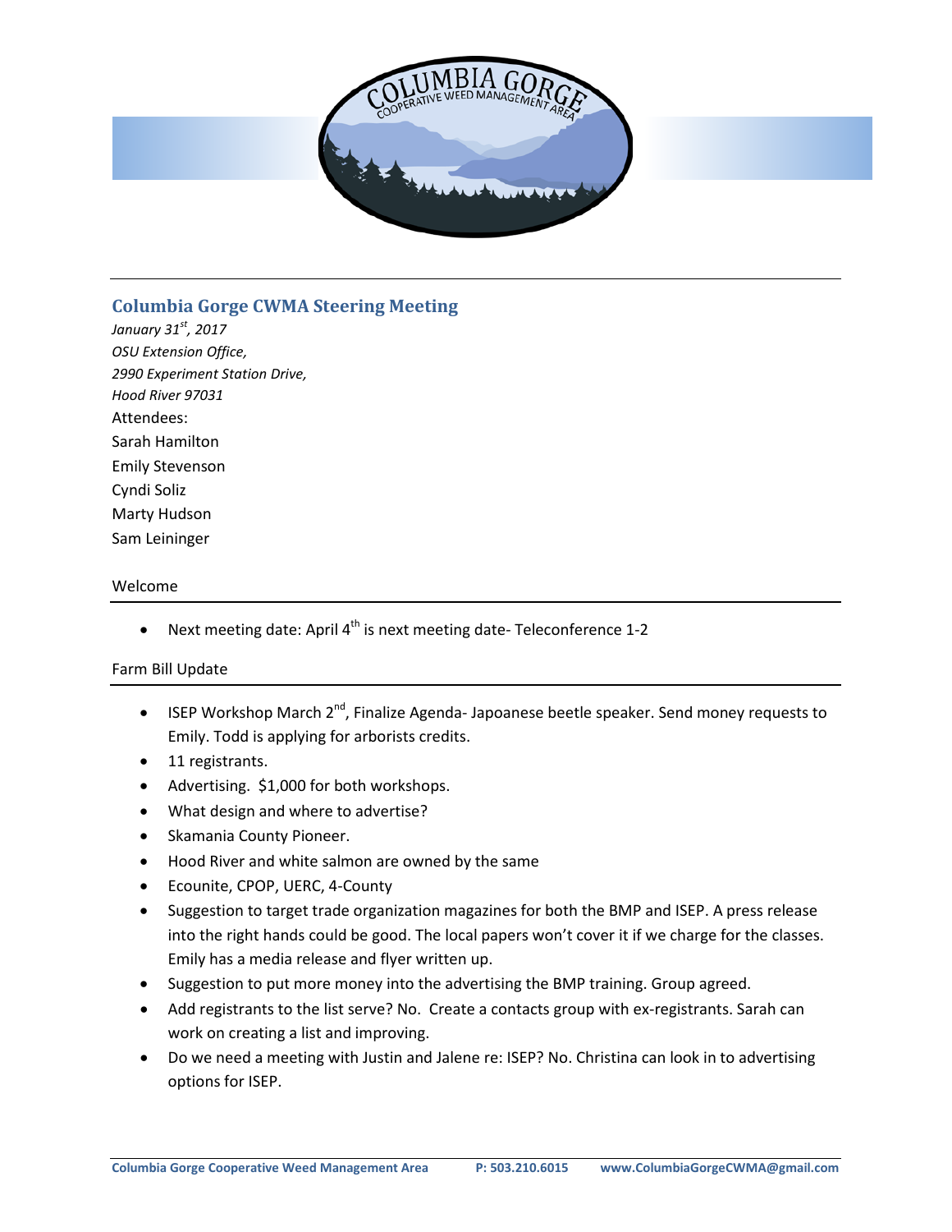## Columbia Gorge CWMA Steering Meeting

*January 31st, 2017*
*OSU Extension Office,*
*2990 Experiment Station Drive,*
*Hood River 97031*

Attendees:
Sarah Hamilton
Emily Stevenson
Cyndi Soliz
Marty Hudson
Sam Leininger

### Welcome

- Next meeting date: April 4th is next meeting date- Teleconference 1-2

### Farm Bill Update

- ISEP Workshop March 2nd, Finalize Agenda- Japoanese beetle speaker. Send money requests to Emily. Todd is applying for arborists credits.
- 11 registrants.
- Advertising. $1,000 for both workshops.
- What design and where to advertise?
- Skamania County Pioneer.
- Hood River and white salmon are owned by the same
- Ecounite, CPOP, UERC, 4-County
- Suggestion to target trade organization magazines for both the BMP and ISEP. A press release into the right hands could be good. The local papers won't cover it if we charge for the classes. Emily has a media release and flyer written up.
- Suggestion to put more money into the advertising the BMP training. Group agreed.
- Add registrants to the list serve? No. Create a contacts group with ex-registrants. Sarah can work on creating a list and improving.
- Do we need a meeting with Justin and Jalene re: ISEP? No. Christina can look in to advertising options for ISEP.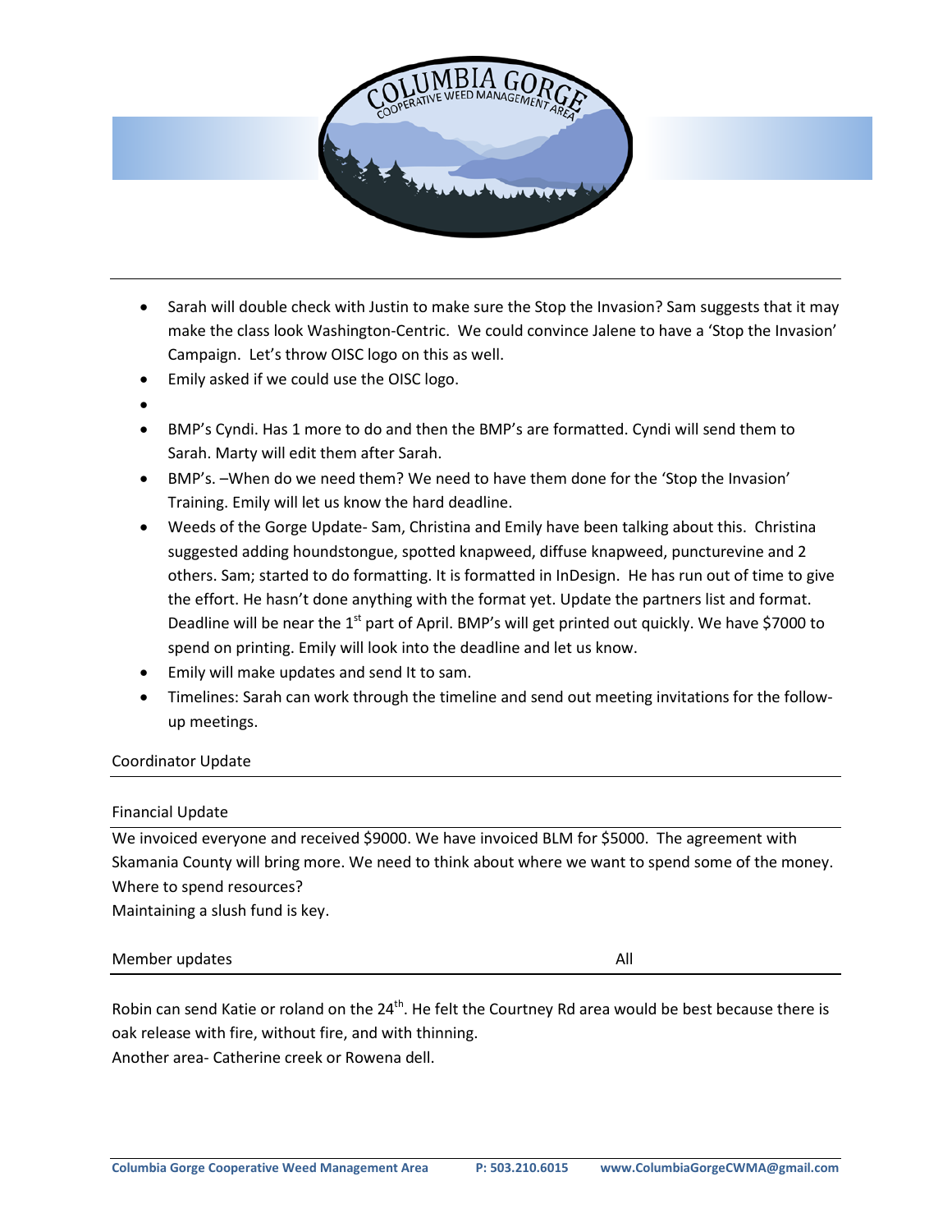- Sarah will double check with Justin to make sure the Stop the Invasion? Sam suggests that it may make the class look Washington-Centric. We could convince Jalene to have a 'Stop the Invasion' Campaign. Let's throw OISC logo on this as well.
- Emily asked if we could use the OISC logo.
- 
- BMP's Cyndi. Has 1 more to do and then the BMP's are formatted. Cyndi will send them to Sarah. Marty will edit them after Sarah.
- BMP's. –When do we need them? We need to have them done for the 'Stop the Invasion' Training. Emily will let us know the hard deadline.
- Weeds of the Gorge Update- Sam, Christina and Emily have been talking about this. Christina suggested adding houndstongue, spotted knapweed, diffuse knapweed, puncturevine and 2 others. Sam; started to do formatting. It is formatted in InDesign. He has run out of time to give the effort. He hasn't done anything with the format yet. Update the partners list and format. Deadline will be near the 1st part of April. BMP's will get printed out quickly. We have $7000 to spend on printing. Emily will look into the deadline and let us know.
- Emily will make updates and send It to sam.
- Timelines: Sarah can work through the timeline and send out meeting invitations for the follow-up meetings.

Coordinator Update

Financial Update

We invoiced everyone and received $9000. We have invoiced BLM for $5000. The agreement with Skamania County will bring more. We need to think about where we want to spend some of the money. Where to spend resources?
Maintaining a slush fund is key.

Member updates — All

Robin can send Katie or roland on the 24th. He felt the Courtney Rd area would be best because there is oak release with fire, without fire, and with thinning.
Another area- Catherine creek or Rowena dell.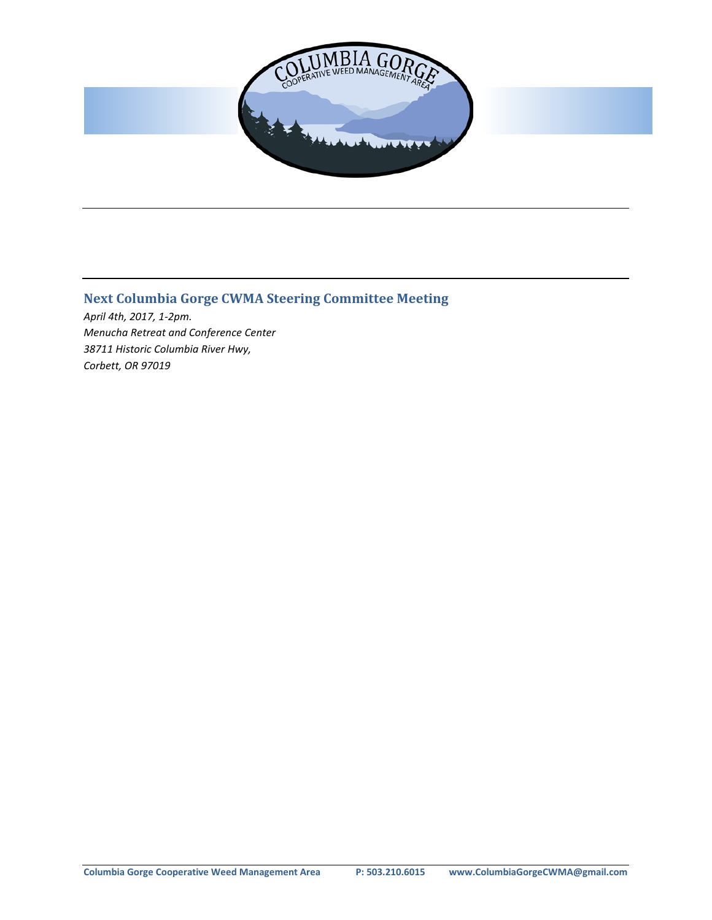## Next Columbia Gorge CWMA Steering Committee Meeting

*April 4th, 2017, 1-2pm.*
*Menucha Retreat and Conference Center*
*38711 Historic Columbia River Hwy,*
*Corbett, OR 97019*